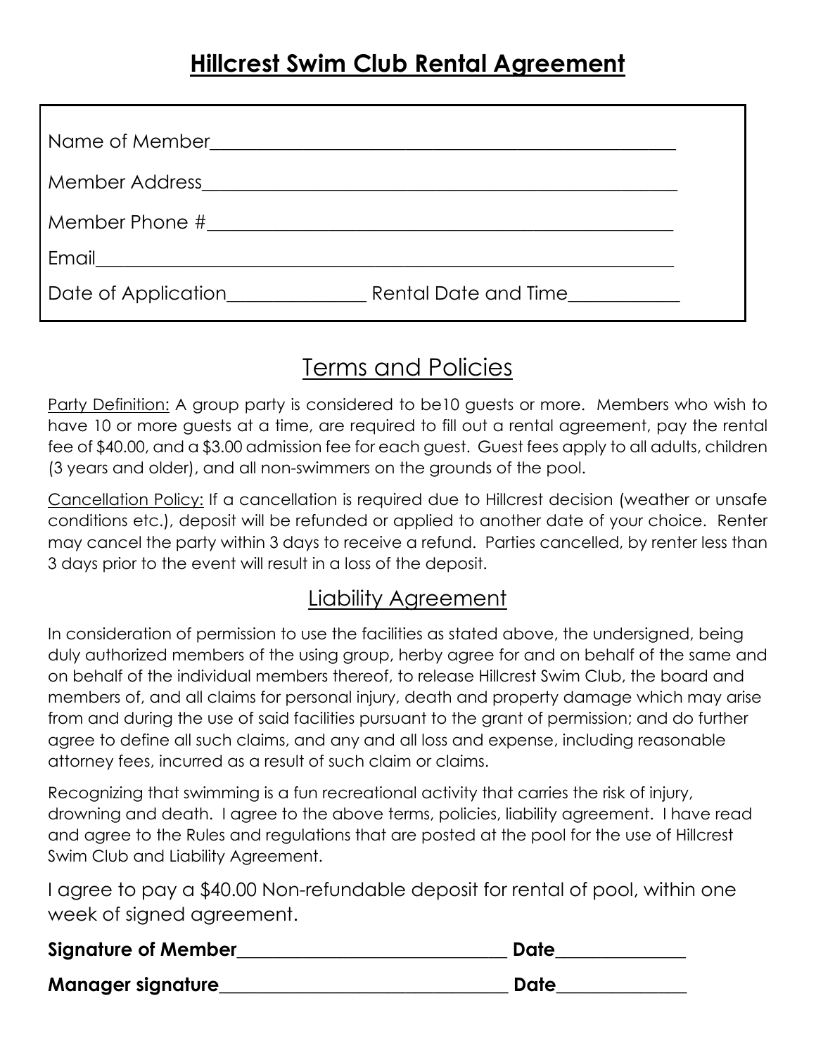# Hillcrest Swim Club Rental Agreement

Name of Member_______________________________________________

Member Address_______________________________________________

Member Phone #_______________________________________________

Email_______________________________________________________

Date of Application______________ Rental Date and Time___________

## Terms and Policies

Party Definition: A group party is considered to be10 guests or more. Members who wish to have 10 or more guests at a time, are required to fill out a rental agreement, pay the rental fee of $40.00, and a $3.00 admission fee for each guest. Guest fees apply to all adults, children (3 years and older), and all non-swimmers on the grounds of the pool.

Cancellation Policy: If a cancellation is required due to Hillcrest decision (weather or unsafe conditions etc.), deposit will be refunded or applied to another date of your choice. Renter may cancel the party within 3 days to receive a refund. Parties cancelled, by renter less than 3 days prior to the event will result in a loss of the deposit.

## Liability Agreement

In consideration of permission to use the facilities as stated above, the undersigned, being duly authorized members of the using group, herby agree for and on behalf of the same and on behalf of the individual members thereof, to release Hillcrest Swim Club, the board and members of, and all claims for personal injury, death and property damage which may arise from and during the use of said facilities pursuant to the grant of permission; and do further agree to define all such claims, and any and all loss and expense, including reasonable attorney fees, incurred as a result of such claim or claims.

Recognizing that swimming is a fun recreational activity that carries the risk of injury, drowning and death. I agree to the above terms, policies, liability agreement. I have read and agree to the Rules and regulations that are posted at the pool for the use of Hillcrest Swim Club and Liability Agreement.

I agree to pay a $40.00 Non-refundable deposit for rental of pool, within one week of signed agreement.

**Signature of Member**______________________________ **Date**______________

**Manager signature**_______________________________ **Date**______________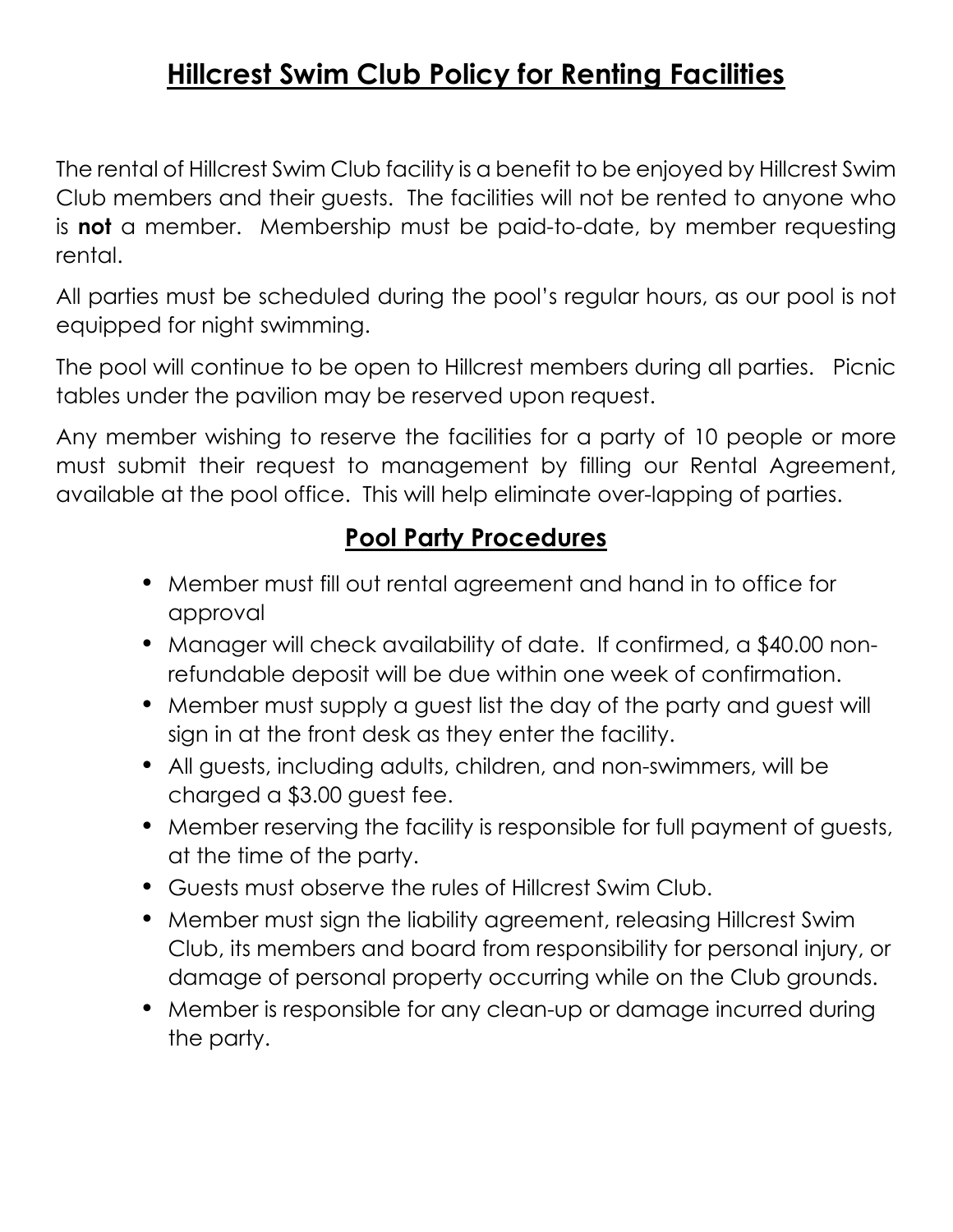# Hillcrest Swim Club Policy for Renting Facilities

The rental of Hillcrest Swim Club facility is a benefit to be enjoyed by Hillcrest Swim Club members and their guests. The facilities will not be rented to anyone who is **not** a member. Membership must be paid-to-date, by member requesting rental.

All parties must be scheduled during the pool's regular hours, as our pool is not equipped for night swimming.

The pool will continue to be open to Hillcrest members during all parties. Picnic tables under the pavilion may be reserved upon request.

Any member wishing to reserve the facilities for a party of 10 people or more must submit their request to management by filling our Rental Agreement, available at the pool office. This will help eliminate over-lapping of parties.

## Pool Party Procedures

- Member must fill out rental agreement and hand in to office for approval
- Manager will check availability of date. If confirmed, a $40.00 non-refundable deposit will be due within one week of confirmation.
- Member must supply a guest list the day of the party and guest will sign in at the front desk as they enter the facility.
- All guests, including adults, children, and non-swimmers, will be charged a $3.00 guest fee.
- Member reserving the facility is responsible for full payment of guests, at the time of the party.
- Guests must observe the rules of Hillcrest Swim Club.
- Member must sign the liability agreement, releasing Hillcrest Swim Club, its members and board from responsibility for personal injury, or damage of personal property occurring while on the Club grounds.
- Member is responsible for any clean-up or damage incurred during the party.